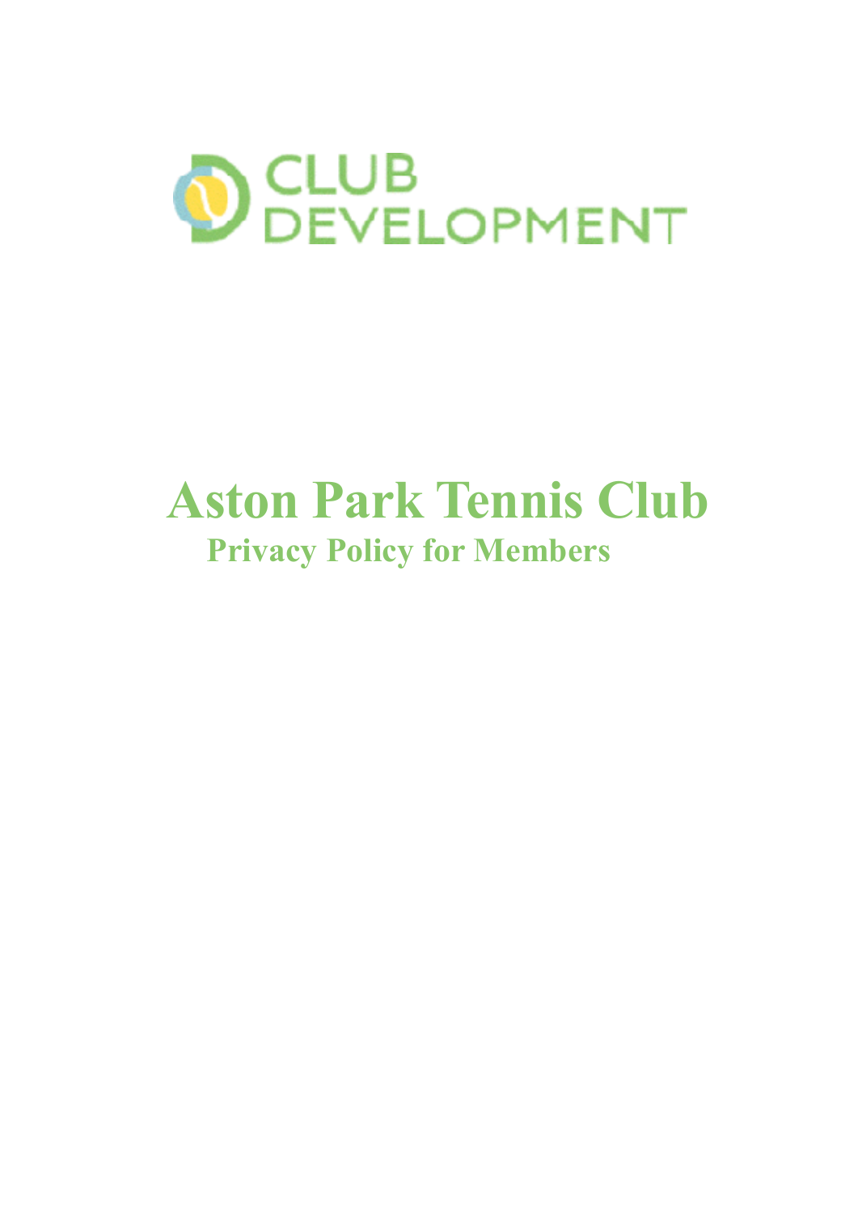CLUB DEVELOPMENT

# Aston Park Tennis Club

## Privacy Policy for Members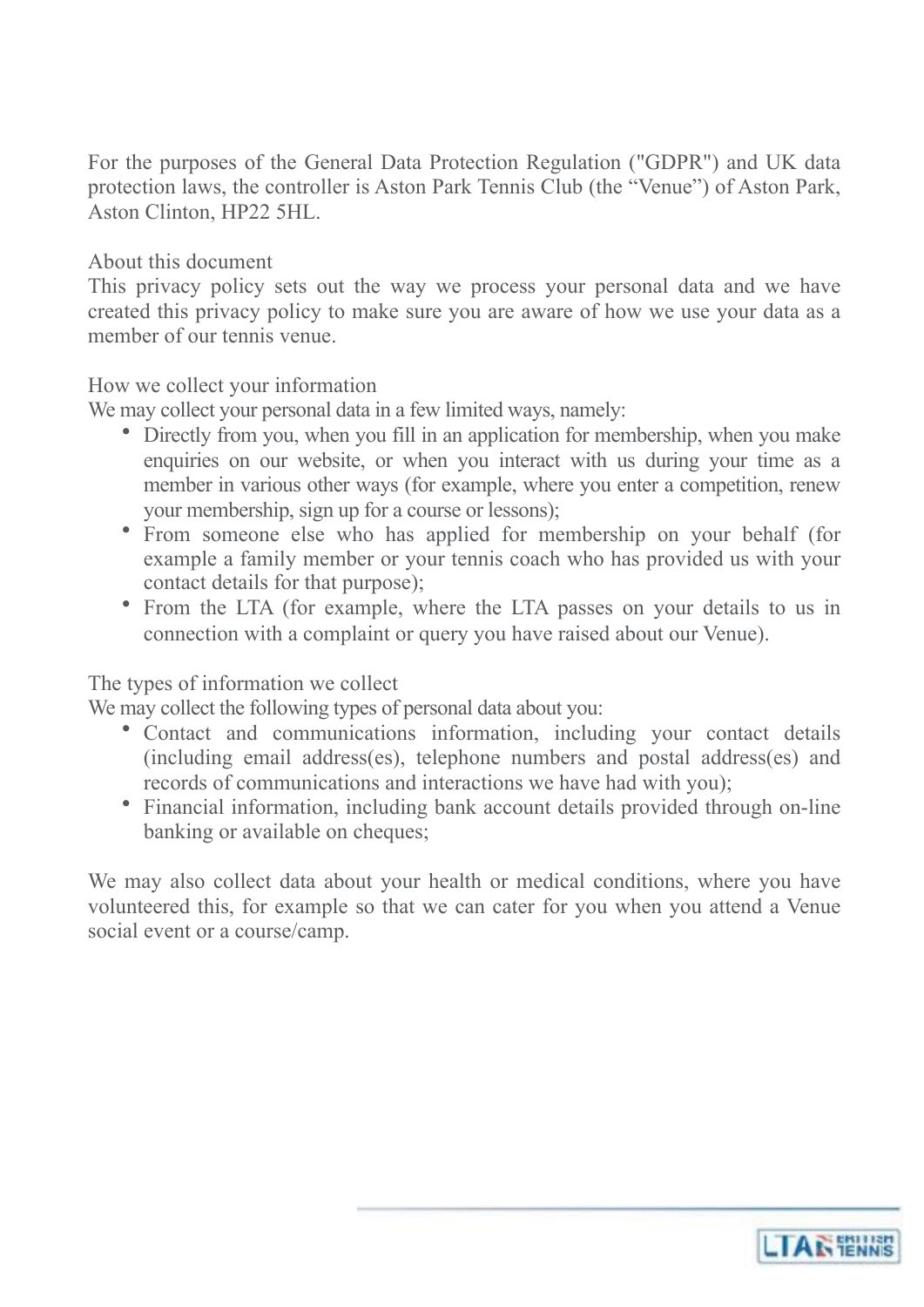For the purposes of the General Data Protection Regulation ("GDPR") and UK data protection laws, the controller is Aston Park Tennis Club (the "Venue") of Aston Park, Aston Clinton, HP22 5HL.

## About this document

This privacy policy sets out the way we process your personal data and we have created this privacy policy to make sure you are aware of how we use your data as a member of our tennis venue.

## How we collect your information

We may collect your personal data in a few limited ways, namely:

- Directly from you, when you fill in an application for membership, when you make enquiries on our website, or when you interact with us during your time as a member in various other ways (for example, where you enter a competition, renew your membership, sign up for a course or lessons);
- From someone else who has applied for membership on your behalf (for example a family member or your tennis coach who has provided us with your contact details for that purpose);
- From the LTA (for example, where the LTA passes on your details to us in connection with a complaint or query you have raised about our Venue).

## The types of information we collect

We may collect the following types of personal data about you:

- Contact and communications information, including your contact details (including email address(es), telephone numbers and postal address(es) and records of communications and interactions we have had with you);
- Financial information, including bank account details provided through on-line banking or available on cheques;

We may also collect data about your health or medical conditions, where you have volunteered this, for example so that we can cater for you when you attend a Venue social event or a course/camp.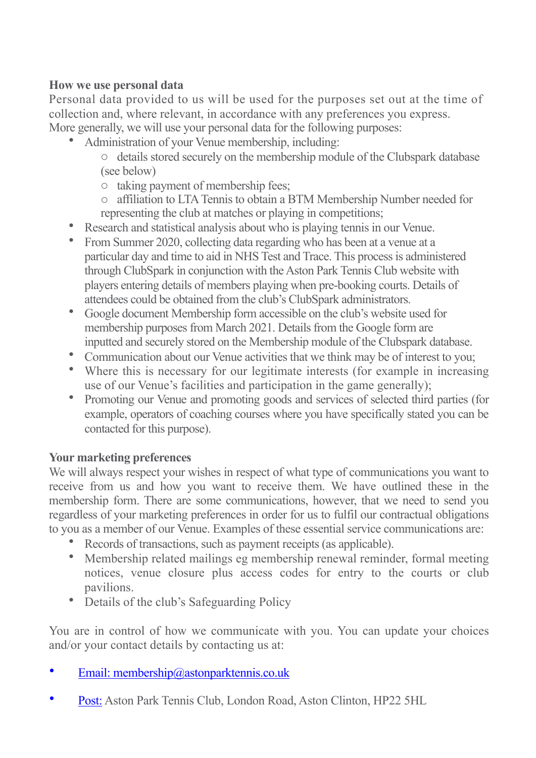**How we use personal data**

Personal data provided to us will be used for the purposes set out at the time of collection and, where relevant, in accordance with any preferences you express.
More generally, we will use your personal data for the following purposes:

- Administration of your Venue membership, including:
  - details stored securely on the membership module of the Clubspark database (see below)
  - taking payment of membership fees;
  - affiliation to LTA Tennis to obtain a BTM Membership Number needed for representing the club at matches or playing in competitions;
- Research and statistical analysis about who is playing tennis in our Venue.
- From Summer 2020, collecting data regarding who has been at a venue at a particular day and time to aid in NHS Test and Trace. This process is administered through ClubSpark in conjunction with the Aston Park Tennis Club website with players entering details of members playing when pre-booking courts. Details of attendees could be obtained from the club's ClubSpark administrators.
- Google document Membership form accessible on the club's website used for membership purposes from March 2021. Details from the Google form are inputted and securely stored on the Membership module of the Clubspark database.
- Communication about our Venue activities that we think may be of interest to you;
- Where this is necessary for our legitimate interests (for example in increasing use of our Venue's facilities and participation in the game generally);
- Promoting our Venue and promoting goods and services of selected third parties (for example, operators of coaching courses where you have specifically stated you can be contacted for this purpose).

**Your marketing preferences**

We will always respect your wishes in respect of what type of communications you want to receive from us and how you want to receive them. We have outlined these in the membership form. There are some communications, however, that we need to send you regardless of your marketing preferences in order for us to fulfil our contractual obligations to you as a member of our Venue. Examples of these essential service communications are:

- Records of transactions, such as payment receipts (as applicable).
- Membership related mailings eg membership renewal reminder, formal meeting notices, venue closure plus access codes for entry to the courts or club pavilions.
- Details of the club's Safeguarding Policy

You are in control of how we communicate with you. You can update your choices and/or your contact details by contacting us at:

- Email: membership@astonparktennis.co.uk
- Post: Aston Park Tennis Club, London Road, Aston Clinton, HP22 5HL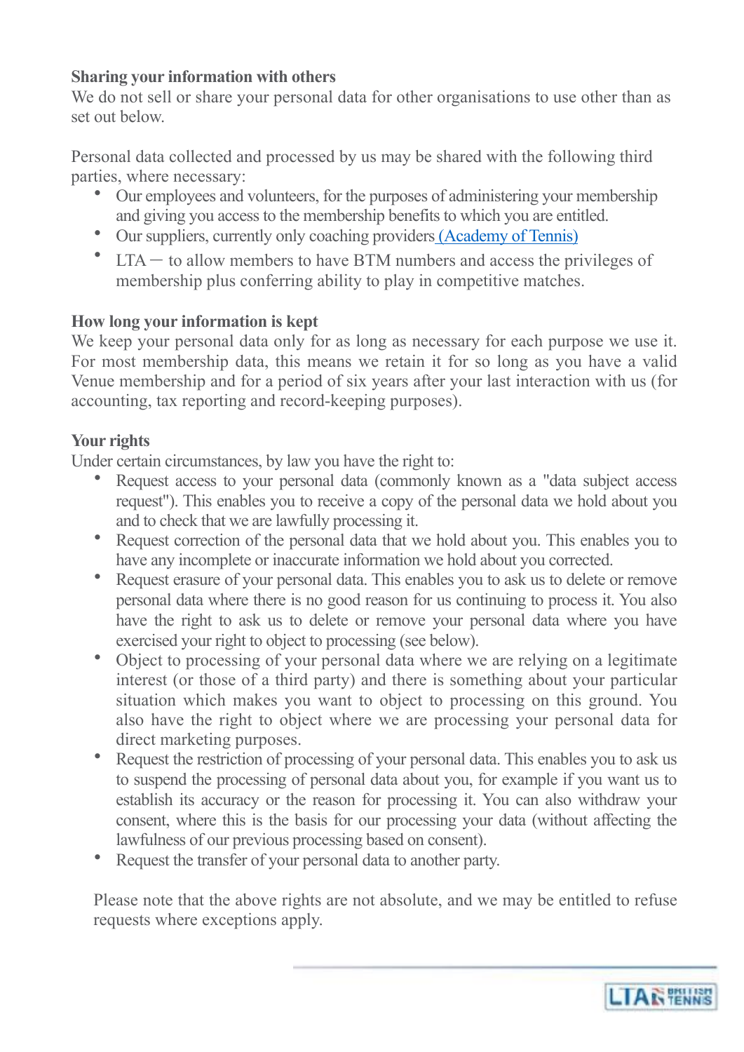**Sharing your information with others**

We do not sell or share your personal data for other organisations to use other than as set out below.

Personal data collected and processed by us may be shared with the following third parties, where necessary:

- Our employees and volunteers, for the purposes of administering your membership and giving you access to the membership benefits to which you are entitled.
- Our suppliers, currently only coaching providers (Academy of Tennis)
- LTA – to allow members to have BTM numbers and access the privileges of membership plus conferring ability to play in competitive matches.

**How long your information is kept**

We keep your personal data only for as long as necessary for each purpose we use it. For most membership data, this means we retain it for so long as you have a valid Venue membership and for a period of six years after your last interaction with us (for accounting, tax reporting and record-keeping purposes).

**Your rights**

Under certain circumstances, by law you have the right to:

- Request access to your personal data (commonly known as a "data subject access request"). This enables you to receive a copy of the personal data we hold about you and to check that we are lawfully processing it.
- Request correction of the personal data that we hold about you. This enables you to have any incomplete or inaccurate information we hold about you corrected.
- Request erasure of your personal data. This enables you to ask us to delete or remove personal data where there is no good reason for us continuing to process it. You also have the right to ask us to delete or remove your personal data where you have exercised your right to object to processing (see below).
- Object to processing of your personal data where we are relying on a legitimate interest (or those of a third party) and there is something about your particular situation which makes you want to object to processing on this ground. You also have the right to object where we are processing your personal data for direct marketing purposes.
- Request the restriction of processing of your personal data. This enables you to ask us to suspend the processing of personal data about you, for example if you want us to establish its accuracy or the reason for processing it. You can also withdraw your consent, where this is the basis for our processing your data (without affecting the lawfulness of our previous processing based on consent).
- Request the transfer of your personal data to another party.

Please note that the above rights are not absolute, and we may be entitled to refuse requests where exceptions apply.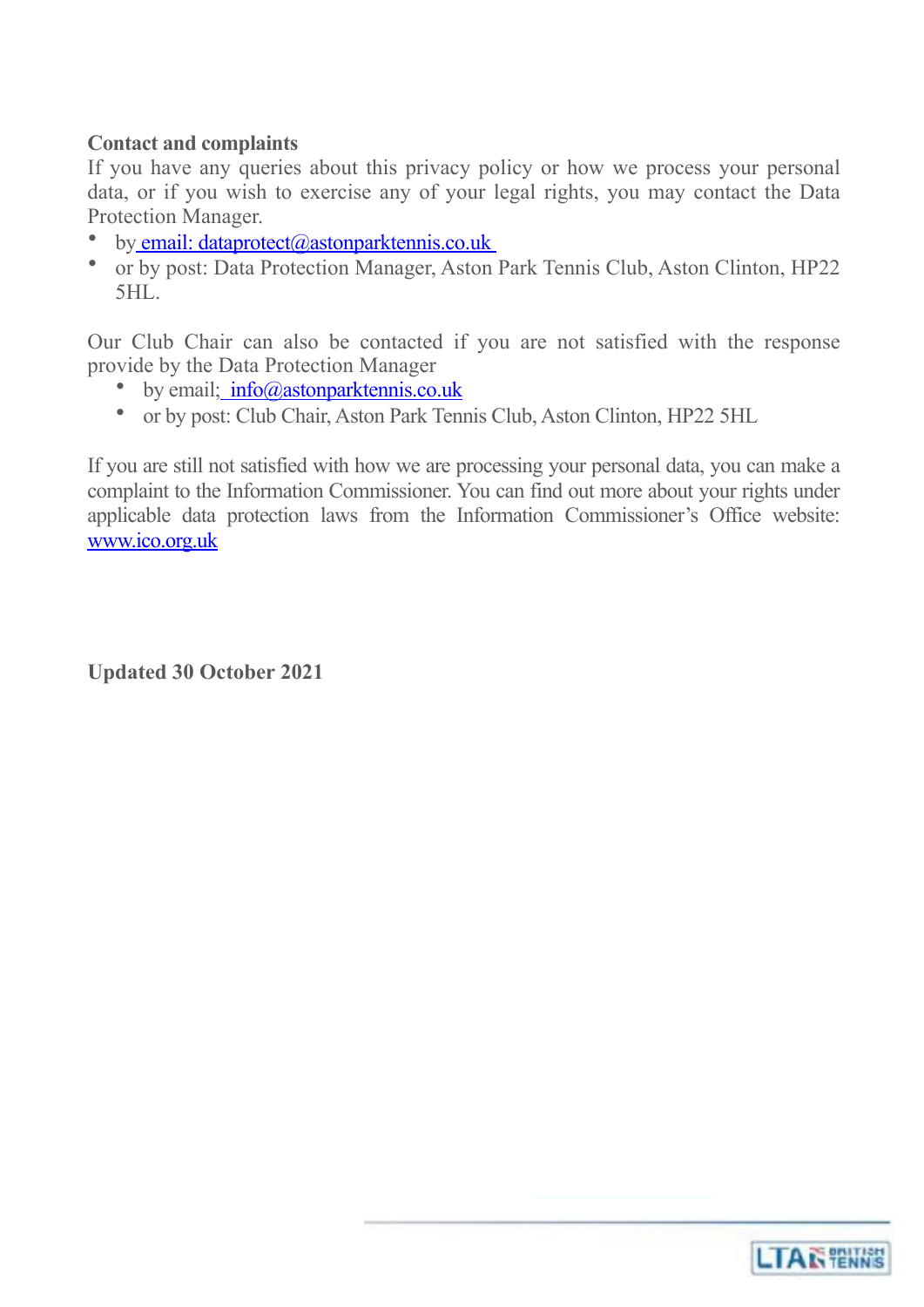**Contact and complaints**

If you have any queries about this privacy policy or how we process your personal data, or if you wish to exercise any of your legal rights, you may contact the Data Protection Manager.

- by email: dataprotect@astonparktennis.co.uk
- or by post: Data Protection Manager, Aston Park Tennis Club, Aston Clinton, HP22 5HL.

Our Club Chair can also be contacted if you are not satisfied with the response provide by the Data Protection Manager

- by email; info@astonparktennis.co.uk
- or by post: Club Chair, Aston Park Tennis Club, Aston Clinton, HP22 5HL

If you are still not satisfied with how we are processing your personal data, you can make a complaint to the Information Commissioner. You can find out more about your rights under applicable data protection laws from the Information Commissioner's Office website: www.ico.org.uk

**Updated 30 October 2021**